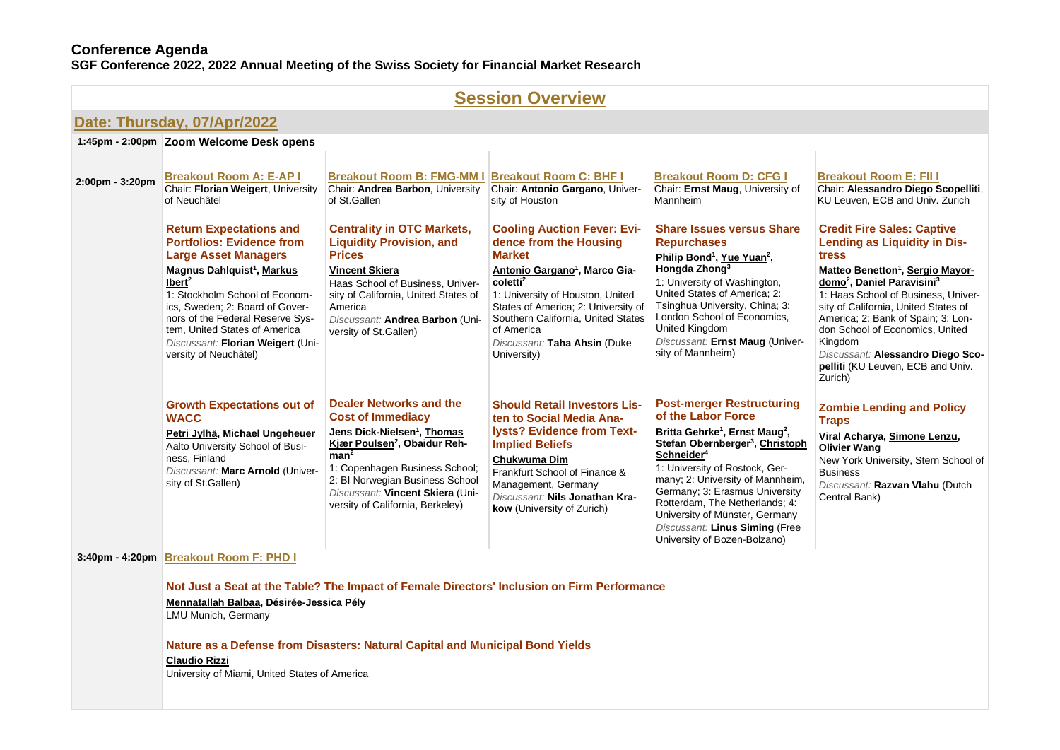# Conference Agenda

**SGF Conference 2022, 2022 Annual Meeting of the Swiss Society for Financial Market Research**

## Session Overview

### Date: Thursday, 07/Apr/2022

**1:45pm - 2:00pm** **Zoom Welcome Desk opens**

---

**2:00pm - 3:20pm**

#### Breakout Room A: E-AP I

Chair: **Florian Weigert**, University of Neuchâtel

**Return Expectations and Portfolios: Evidence from Large Asset Managers**

**Magnus Dahlquist**[1], **Markus Ibert**[2]

1: Stockholm School of Economics, Sweden; 2: Board of Governors of the Federal Reserve System, United States of America

*Discussant:* **Florian Weigert** (University of Neuchâtel)

**Growth Expectations out of WACC**

**Petri Jylhä**, **Michael Ungeheuer**

Aalto University School of Business, Finland

*Discussant:* **Marc Arnold** (University of St.Gallen)

#### Breakout Room B: FMG-MM I

Chair: **Andrea Barbon**, University of St.Gallen

**Centrality in OTC Markets, Liquidity Provision, and Prices**

**Vincent Skiera**

Haas School of Business, University of California, United States of America

*Discussant:* **Andrea Barbon** (University of St.Gallen)

**Dealer Networks and the Cost of Immediacy**

**Jens Dick-Nielsen**[1], **Thomas Kjær Poulsen**[2], **Obaidur Rehman**[2]

1: Copenhagen Business School; 2: BI Norwegian Business School

*Discussant:* **Vincent Skiera** (University of California, Berkeley)

#### Breakout Room C: BHF I

Chair: **Antonio Gargano**, University of Houston

**Cooling Auction Fever: Evidence from the Housing Market**

**Antonio Gargano**[1], **Marco Giacoletti**[2]

1: University of Houston, United States of America; 2: University of Southern California, United States of America

*Discussant:* **Taha Ahsin** (Duke University)

**Should Retail Investors Listen to Social Media Analysts? Evidence from Text-Implied Beliefs**

**Chukwuma Dim**

Frankfurt School of Finance & Management, Germany

*Discussant:* **Nils Jonathan Krakow** (University of Zurich)

#### Breakout Room D: CFG I

Chair: **Ernst Maug**, University of Mannheim

**Share Issues versus Share Repurchases**

**Philip Bond**[1], **Yue Yuan**[2], **Hongda Zhong**[3]

1: University of Washington, United States of America; 2: Tsinghua University, China; 3: London School of Economics, United Kingdom

*Discussant:* **Ernst Maug** (University of Mannheim)

**Post-merger Restructuring of the Labor Force**

**Britta Gehrke**[1], **Ernst Maug**[2], **Stefan Obernberger**[3], **Christoph Schneider**[4]

1: University of Rostock, Germany; 2: University of Mannheim, Germany; 3: Erasmus University Rotterdam, The Netherlands; 4: University of Münster, Germany

*Discussant:* **Linus Siming** (Free University of Bozen-Bolzano)

#### Breakout Room E: FII I

Chair: **Alessandro Diego Scopelliti**, KU Leuven, ECB and Univ. Zurich

**Credit Fire Sales: Captive Lending as Liquidity in Distress**

**Matteo Benetton**[1], **Sergio Mayordomo**[2], **Daniel Paravisini**[3]

1: Haas School of Business, University of California, United States of America; 2: Bank of Spain; 3: London School of Economics, United Kingdom

*Discussant:* **Alessandro Diego Scopelliti** (KU Leuven, ECB and Univ. Zurich)

**Zombie Lending and Policy Traps**

**Viral Acharya**, **Simone Lenzu**, **Olivier Wang**

New York University, Stern School of Business

*Discussant:* **Razvan Vlahu** (Dutch Central Bank)

---

**3:40pm - 4:20pm**

#### Breakout Room F: PHD I

**Not Just a Seat at the Table? The Impact of Female Directors' Inclusion on Firm Performance**

**Mennatallah Balbaa**, **Désirée-Jessica Pély**

LMU Munich, Germany

**Nature as a Defense from Disasters: Natural Capital and Municipal Bond Yields**

**Claudio Rizzi**

University of Miami, United States of America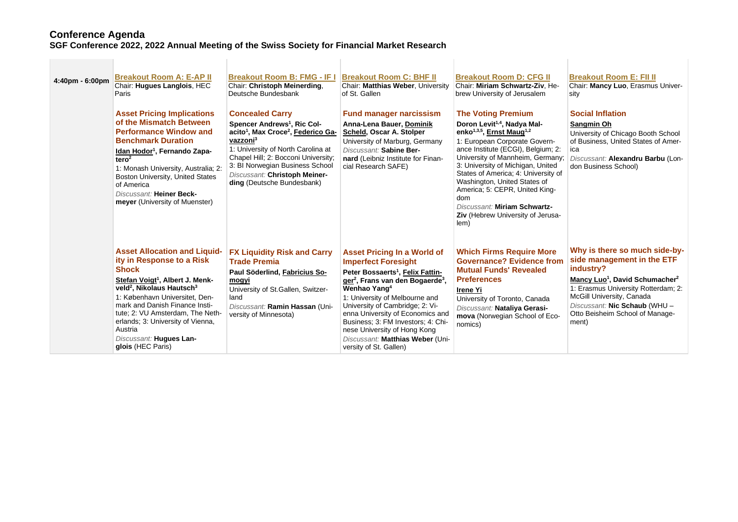# Conference Agenda

## SGF Conference 2022, 2022 Annual Meeting of the Swiss Society for Financial Market Research

| | | | | | |
|---|---|---|---|---|---|
| 4:40pm - 6:00pm | **Breakout Room A: E-AP II**<br>Chair: **Hugues Langlois**, HEC Paris | **Breakout Room B: FMG - IF I**<br>Chair: **Christoph Meinerding**, Deutsche Bundesbank | **Breakout Room C: BHF II**<br>Chair: **Matthias Weber**, University of St. Gallen | **Breakout Room D: CFG II**<br>Chair: **Miriam Schwartz-Ziv**, Hebrew University of Jerusalem | **Breakout Room E: FII II**<br>Chair: **Mancy Luo**, Erasmus University |
| | **Asset Pricing Implications of the Mismatch Between Performance Window and Benchmark Duration**<br>**Idan Hodor[1], Fernando Zapatero[2]**<br>1: Monash University, Australia; 2: Boston University, United States of America<br>*Discussant:* **Heiner Beckmeyer** (University of Muenster) | **Concealed Carry**<br>**Spencer Andrews[1], Ric Colacito[1], Max Croce[2], Federico Gavazzoni[3]**<br>1: University of North Carolina at Chapel Hill; 2: Bocconi University; 3: BI Norwegian Business School<br>*Discussant:* **Christoph Meinerding** (Deutsche Bundesbank) | **Fund manager narcissism**<br>**Anna-Lena Bauer, Dominik Scheld, Oscar A. Stolper**<br>University of Marburg, Germany<br>*Discussant:* **Sabine Bernard** (Leibniz Institute for Financial Research SAFE) | **The Voting Premium**<br>**Doron Levit[1,4], Nadya Malenko[1,3,5], Ernst Maug[1,2]**<br>1: European Corporate Governance Institute (ECGI), Belgium; 2: University of Mannheim, Germany; 3: University of Michigan, United States of America; 4: University of Washington, United States of America; 5: CEPR, United Kingdom<br>*Discussant:* **Miriam Schwartz-Ziv** (Hebrew University of Jerusalem) | **Social Inflation**<br>**Sangmin Oh**<br>University of Chicago Booth School of Business, United States of America<br>*Discussant:* **Alexandru Barbu** (London Business School) |
| | **Asset Allocation and Liquidity in Response to a Risk Shock**<br>**Stefan Voigt[1], Albert J. Menkveld[2], Nikolaus Hautsch[3]**<br>1: København Universitet, Denmark and Danish Finance Institute; 2: VU Amsterdam, The Netherlands; 3: University of Vienna, Austria<br>*Discussant:* **Hugues Langlois** (HEC Paris) | **FX Liquidity Risk and Carry Trade Premia**<br>**Paul Söderlind, Fabricius Somogyi**<br>University of St.Gallen, Switzerland<br>*Discussant:* **Ramin Hassan** (University of Minnesota) | **Asset Pricing In a World of Imperfect Foresight**<br>**Peter Bossaerts[1], Felix Fattinger[2], Frans van den Bogaerde[3], Wenhao Yang[4]**<br>1: University of Melbourne and University of Cambridge; 2: Vienna University of Economics and Business; 3: FM Investors; 4: Chinese University of Hong Kong<br>*Discussant:* **Matthias Weber** (University of St. Gallen) | **Which Firms Require More Governance? Evidence from Mutual Funds' Revealed Preferences**<br>**Irene Yi**<br>University of Toronto, Canada<br>*Discussant:* **Nataliya Gerasimova** (Norwegian School of Economics) | **Why is there so much side-by-side management in the ETF industry?**<br>**Mancy Luo[1], David Schumacher[2]**<br>1: Erasmus University Rotterdam; 2: McGill University, Canada<br>*Discussant:* **Nic Schaub** (WHU – Otto Beisheim School of Management) |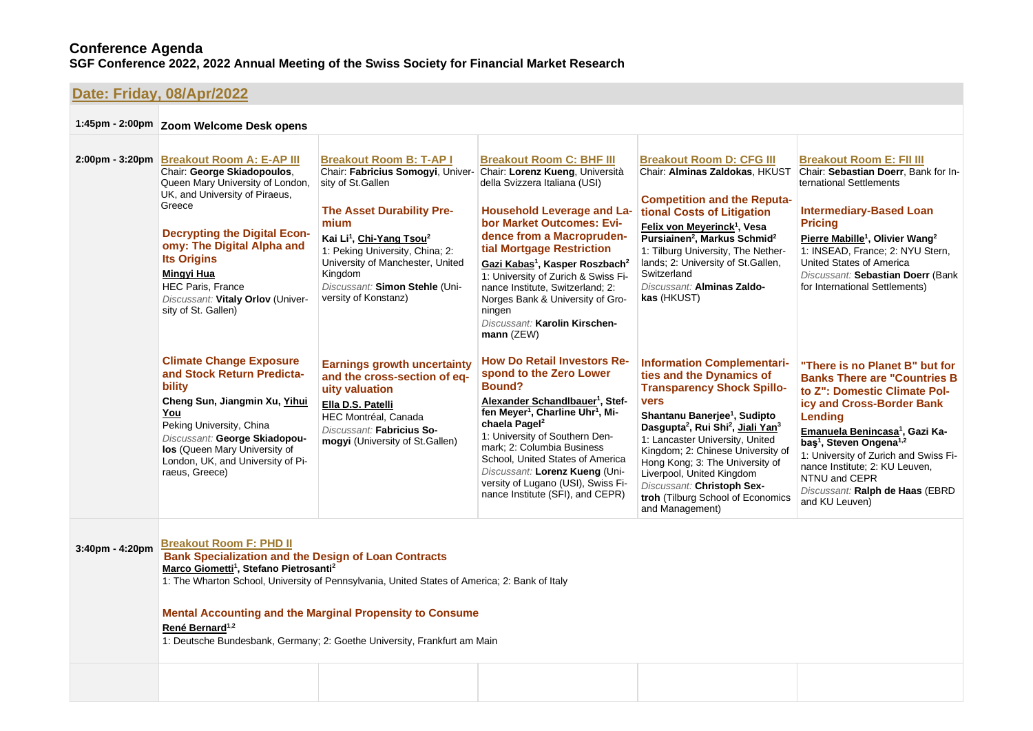# Conference Agenda

**SGF Conference 2022, 2022 Annual Meeting of the Swiss Society for Financial Market Research**

## Date: Friday, 08/Apr/2022

**1:45pm - 2:00pm** — **Zoom Welcome Desk opens**

### 2:00pm - 3:20pm

#### Breakout Room A: E-AP III

Chair: **George Skiadopoulos**, Queen Mary University of London, UK, and University of Piraeus, Greece

**Decrypting the Digital Economy: The Digital Alpha and Its Origins**
Mingyi Hua
HEC Paris, France
*Discussant:* **Vitaly Orlov** (University of St. Gallen)

**Climate Change Exposure and Stock Return Predictability**
Cheng Sun, Jiangmin Xu, Yihui You
Peking University, China
*Discussant:* **George Skiadopoulos** (Queen Mary University of London, UK, and University of Piraeus, Greece)

#### Breakout Room B: T-AP I

Chair: **Fabricius Somogyi**, University of St.Gallen

**The Asset Durability Premium**
Kai Li[1], Chi-Yang Tsou[2]
1: Peking University, China; 2: University of Manchester, United Kingdom
*Discussant:* **Simon Stehle** (University of Konstanz)

**Earnings growth uncertainty and the cross-section of equity valuation**
Ella D.S. Patelli
HEC Montréal, Canada
*Discussant:* **Fabricius Somogyi** (University of St.Gallen)

#### Breakout Room C: BHF III

Chair: **Lorenz Kueng**, Università della Svizzera Italiana (USI)

**Household Leverage and Labor Market Outcomes: Evidence from a Macroprudential Mortgage Restriction**
Gazi Kabas[1], Kasper Roszbach[2]
1: University of Zurich & Swiss Finance Institute, Switzerland; 2: Norges Bank & University of Groningen
*Discussant:* **Karolin Kirschenmann** (ZEW)

**How Do Retail Investors Respond to the Zero Lower Bound?**
Alexander Schandlbauer[1], Steffen Meyer[1], Charline Uhr[1], Michaela Pagel[2]
1: University of Southern Denmark; 2: Columbia Business School, United States of America
*Discussant:* **Lorenz Kueng** (University of Lugano (USI), Swiss Finance Institute (SFI), and CEPR)

#### Breakout Room D: CFG III

Chair: **Alminas Zaldokas**, HKUST

**Competition and the Reputational Costs of Litigation**
Felix von Meyerinck[1], Vesa Pursiainen[2], Markus Schmid[2]
1: Tilburg University, The Netherlands; 2: University of St.Gallen, Switzerland
*Discussant:* **Alminas Zaldokas** (HKUST)

**Information Complementarities and the Dynamics of Transparency Shock Spillovers**
Shantanu Banerjee[1], Sudipto Dasgupta[2], Rui Shi[2], Jiali Yan[3]
1: Lancaster University, United Kingdom; 2: Chinese University of Hong Kong; 3: The University of Liverpool, United Kingdom
*Discussant:* **Christoph Sextroh** (Tilburg School of Economics and Management)

#### Breakout Room E: FII III

Chair: **Sebastian Doerr**, Bank for International Settlements

**Intermediary-Based Loan Pricing**
Pierre Mabille[1], Olivier Wang[2]
1: INSEAD, France; 2: NYU Stern, United States of America
*Discussant:* **Sebastian Doerr** (Bank for International Settlements)

**"There is no Planet B" but for Banks There are "Countries B to Z": Domestic Climate Policy and Cross-Border Bank Lending**
Emanuela Benincasa[1], Gazi Kabaş[1], Steven Ongena[1,2]
1: University of Zurich and Swiss Finance Institute; 2: KU Leuven, NTNU and CEPR
*Discussant:* **Ralph de Haas** (EBRD and KU Leuven)

### 3:40pm - 4:20pm

#### Breakout Room F: PHD II

**Bank Specialization and the Design of Loan Contracts**
Marco Giometti[1], Stefano Pietrosanti[2]
1: The Wharton School, University of Pennsylvania, United States of America; 2: Bank of Italy

**Mental Accounting and the Marginal Propensity to Consume**
René Bernard[1,2]
1: Deutsche Bundesbank, Germany; 2: Goethe University, Frankfurt am Main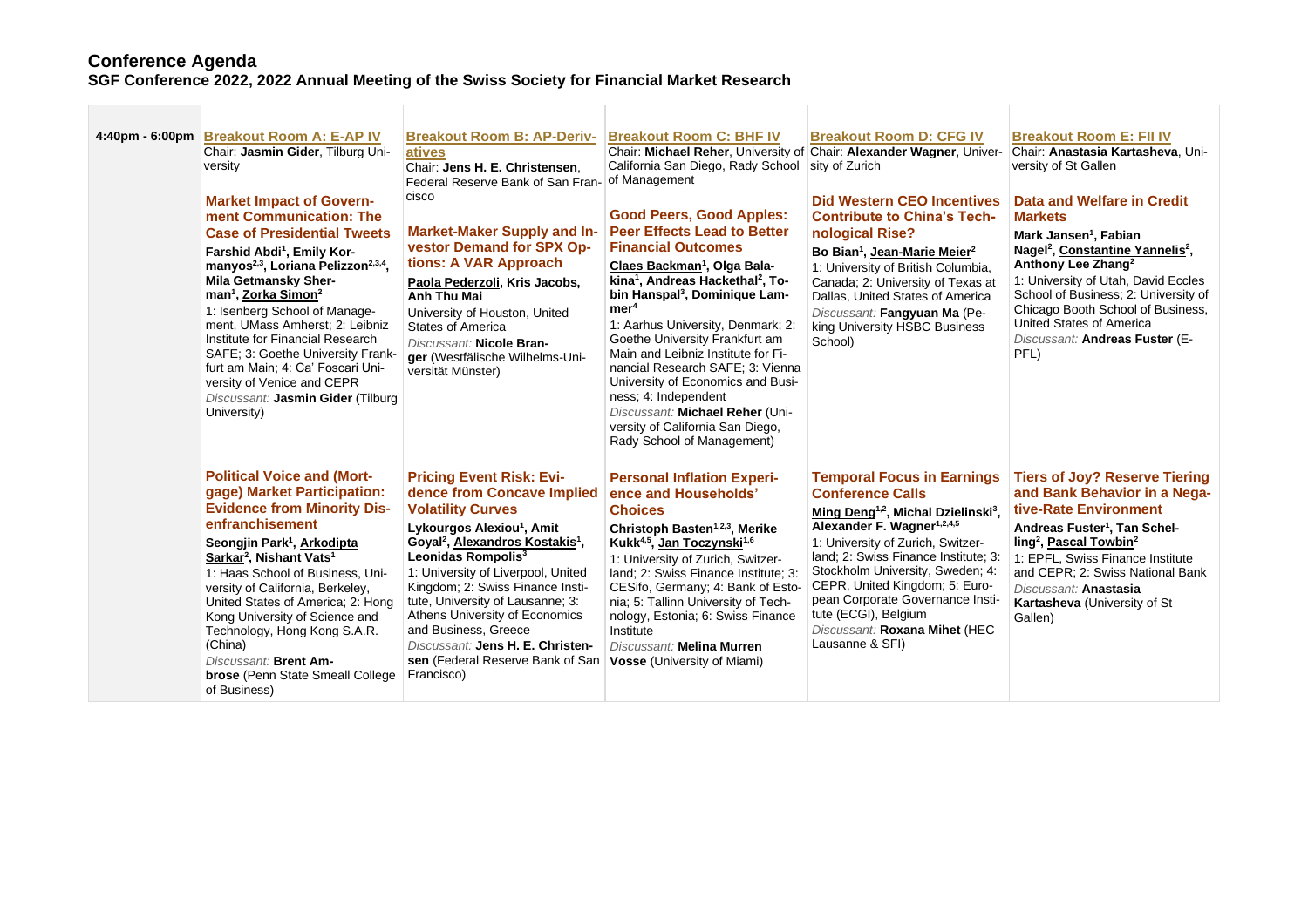# Conference Agenda

## SGF Conference 2022, 2022 Annual Meeting of the Swiss Society for Financial Market Research

**4:40pm - 6:00pm**

### Breakout Room A: E-AP IV

Chair: **Jasmin Gider**, Tilburg University

#### Market Impact of Government Communication: The Case of Presidential Tweets

**Farshid Abdi[1], Emily Kormanyos[2,3], Loriana Pelizzon[2,3,4], Mila Getmansky Sherman[1], Zorka Simon[2]**

1: Isenberg School of Management, UMass Amherst; 2: Leibniz Institute for Financial Research SAFE; 3: Goethe University Frankfurt am Main; 4: Ca' Foscari University of Venice and CEPR

*Discussant:* **Jasmin Gider** (Tilburg University)

#### Political Voice and (Mortgage) Market Participation: Evidence from Minority Disenfranchisement

**Seongjin Park[1], Arkodipta Sarkar[2], Nishant Vats[1]**

1: Haas School of Business, University of California, Berkeley, United States of America; 2: Hong Kong University of Science and Technology, Hong Kong S.A.R. (China)

*Discussant:* **Brent Ambrose** (Penn State Smeall College of Business)

### Breakout Room B: AP-Derivatives

Chair: **Jens H. E. Christensen**, Federal Reserve Bank of San Francisco

#### Market-Maker Supply and Investor Demand for SPX Options: A VAR Approach

**Paola Pederzoli, Kris Jacobs, Anh Thu Mai**

University of Houston, United States of America

*Discussant:* **Nicole Branger** (Westfälische Wilhelms-Universität Münster)

#### Pricing Event Risk: Evidence from Concave Implied Volatility Curves

**Lykourgos Alexiou[1], Amit Goyal[2], Alexandros Kostakis[1], Leonidas Rompolis[3]**

1: University of Liverpool, United Kingdom; 2: Swiss Finance Institute, University of Lausanne; 3: Athens University of Economics and Business, Greece

*Discussant:* **Jens H. E. Christensen** (Federal Reserve Bank of San Francisco)

### Breakout Room C: BHF IV

Chair: **Michael Reher**, University of California San Diego, Rady School of Management

#### Good Peers, Good Apples: Peer Effects Lead to Better Financial Outcomes

**Claes Backman[1], Olga Balakina[1], Andreas Hackethal[2], Tobin Hanspal[3], Dominique Lammer[4]**

1: Aarhus University, Denmark; 2: Goethe University Frankfurt am Main and Leibniz Institute for Financial Research SAFE; 3: Vienna University of Economics and Business; 4: Independent

*Discussant:* **Michael Reher** (University of California San Diego, Rady School of Management)

#### Personal Inflation Experience and Households' Choices

**Christoph Basten[1,2,3], Merike Kukk[4,5], Jan Toczynski[1,6]**

1: University of Zurich, Switzerland; 2: Swiss Finance Institute; 3: CESifo, Germany; 4: Bank of Estonia; 5: Tallinn University of Technology, Estonia; 6: Swiss Finance Institute

*Discussant:* **Melina Murren Vosse** (University of Miami)

### Breakout Room D: CFG IV

Chair: **Alexander Wagner**, University of Zurich

#### Did Western CEO Incentives Contribute to China's Technological Rise?

**Bo Bian[1], Jean-Marie Meier[2]**

1: University of British Columbia, Canada; 2: University of Texas at Dallas, United States of America

*Discussant:* **Fangyuan Ma** (Peking University HSBC Business School)

#### Temporal Focus in Earnings Conference Calls

**Ming Deng[1,2], Michal Dzielinski[3], Alexander F. Wagner[1,2,4,5]**

1: University of Zurich, Switzerland; 2: Swiss Finance Institute; 3: Stockholm University, Sweden; 4: CEPR, United Kingdom; 5: European Corporate Governance Institute (ECGI), Belgium

*Discussant:* **Roxana Mihet** (HEC Lausanne & SFI)

### Breakout Room E: FII IV

Chair: **Anastasia Kartasheva**, University of St Gallen

#### Data and Welfare in Credit Markets

**Mark Jansen[1], Fabian Nagel[2], Constantine Yannelis[2], Anthony Lee Zhang[2]**

1: University of Utah, David Eccles School of Business; 2: University of Chicago Booth School of Business, United States of America

*Discussant:* **Andreas Fuster** (EPFL)

#### Tiers of Joy? Reserve Tiering and Bank Behavior in a Negative-Rate Environment

**Andreas Fuster[1], Tan Schelling[2], Pascal Towbin[2]**

1: EPFL, Swiss Finance Institute and CEPR; 2: Swiss National Bank

*Discussant:* **Anastasia Kartasheva** (University of St Gallen)